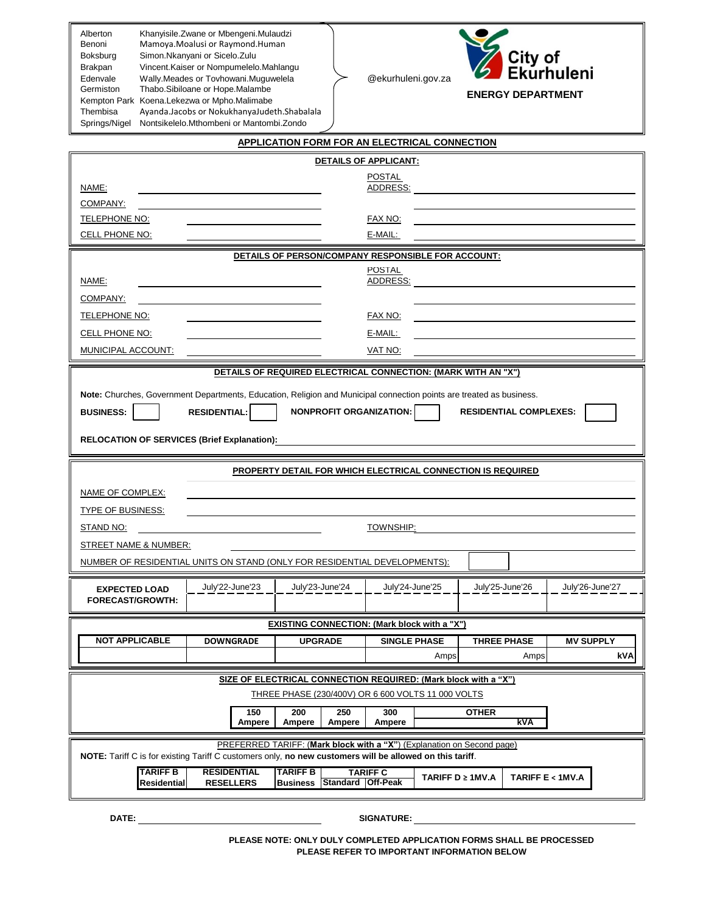| | | |
|---|---|---|
| Alberton | Khanyisile.Zwane or Mbengeni.Mulaudzi | @ekurhuleni.gov.za |
| Benoni | Mamoya.Moalusi or Raymond.Human | |
| Boksburg | Simon.Nkanyani or Sicelo.Zulu | |
| Brakpan | Vincent.Kaiser or Nompumelelo.Mahlangu | |
| Edenvale | Wally.Meades or Tovhowani.Muguwelela | |
| Germiston | Thabo.Sibiloane or Hope.Malambe | |
| Kempton Park | Koena.Lekezwa or Mpho.Malimabe | |
| Thembisa | Ayanda.Jacobs or NokukhanyaJudeth.Shabalala | |
| Springs/Nigel | Nontsikelelo.Mthombeni or Mantombi.Zondo | |

**City of Ekurhuleni**

**ENERGY DEPARTMENT**

# APPLICATION FORM FOR AN ELECTRICAL CONNECTION

## DETAILS OF APPLICANT:

| | | | |
|---|---|---|---|
| NAME: | | POSTAL ADDRESS: | |
| COMPANY: | | | |
| TELEPHONE NO: | | FAX NO: | |
| CELL PHONE NO: | | E-MAIL: | |

## DETAILS OF PERSON/COMPANY RESPONSIBLE FOR ACCOUNT:

| | | | |
|---|---|---|---|
| NAME: | | POSTAL ADDRESS: | |
| COMPANY: | | | |
| TELEPHONE NO: | | FAX NO: | |
| CELL PHONE NO: | | E-MAIL: | |
| MUNICIPAL ACCOUNT: | | VAT NO: | |

## DETAILS OF REQUIRED ELECTRICAL CONNECTION: (MARK WITH AN "X")

**Note:** Churches, Government Departments, Education, Religion and Municipal connection points are treated as business.

| **BUSINESS:** | | **RESIDENTIAL:** | | **NONPROFIT ORGANIZATION:** | | **RESIDENTIAL COMPLEXES:** | |
|---|---|---|---|---|---|---|---|

**RELOCATION OF SERVICES (Brief Explanation):** \_\_\_\_\_\_\_\_\_\_\_\_\_\_\_\_\_\_\_\_

## PROPERTY DETAIL FOR WHICH ELECTRICAL CONNECTION IS REQUIRED

| | | | |
|---|---|---|---|
| NAME OF COMPLEX: | | | |
| TYPE OF BUSINESS: | | | |
| STAND NO: | | TOWNSHIP: | |
| STREET NAME & NUMBER: | | | |
| NUMBER OF RESIDENTIAL UNITS ON STAND (ONLY FOR RESIDENTIAL DEVELOPMENTS): | | | |

| **EXPECTED LOAD FORECAST/GROWTH:** | July'22-June'23 | July'23-June'24 | July'24-June'25 | July'25-June'26 | July'26-June'27 |
|---|---|---|---|---|---|
| | | | | | |

## EXISTING CONNECTION: (Mark block with a "X")

| NOT APPLICABLE | DOWNGRADE | UPGRADE | SINGLE PHASE | THREE PHASE | MV SUPPLY |
|---|---|---|---|---|---|
| | | | Amps | Amps | kVA |

## SIZE OF ELECTRICAL CONNECTION REQUIRED: (Mark block with a "X")

THREE PHASE (230/400V) OR 6 600 VOLTS 11 000 VOLTS

| 150 Ampere | 200 Ampere | 250 Ampere | 300 Ampere | OTHER |
|---|---|---|---|---|
| | | | | kVA |

PREFERRED TARIFF: (**Mark block with a "X"**) (Explanation on Second page)

**NOTE:** Tariff C is for existing Tariff C customers only, **no new customers will be allowed on this tariff**.

| TARIFF B Residential | RESIDENTIAL RESELLERS | TARIFF B Business | TARIFF C Standard | TARIFF C Off-Peak | TARIFF D ≥ 1MV.A | TARIFF E < 1MV.A |
|---|---|---|---|---|---|---|
| | | | | | | |

**DATE:** \_\_\_\_\_\_\_\_\_\_\_\_\_\_\_\_ **SIGNATURE:** \_\_\_\_\_\_\_\_\_\_\_\_\_\_\_\_

**PLEASE NOTE: ONLY DULY COMPLETED APPLICATION FORMS SHALL BE PROCESSED**
**PLEASE REFER TO IMPORTANT INFORMATION BELOW**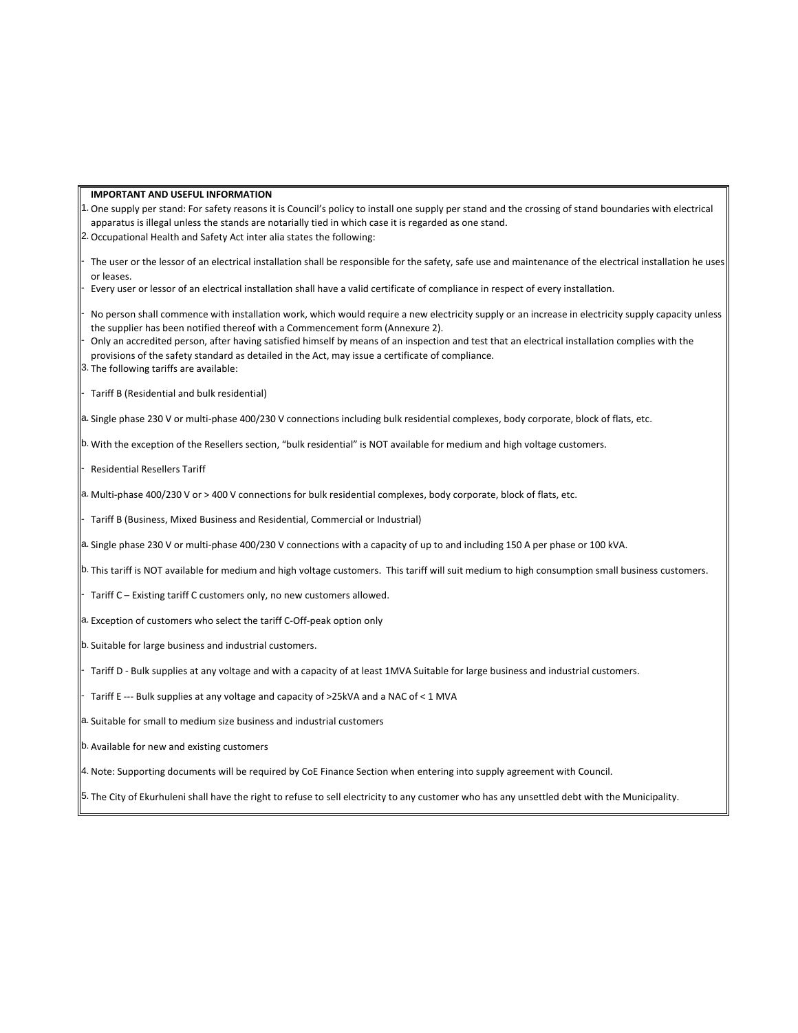**IMPORTANT AND USEFUL INFORMATION**

1. One supply per stand: For safety reasons it is Council's policy to install one supply per stand and the crossing of stand boundaries with electrical apparatus is illegal unless the stands are notarially tied in which case it is regarded as one stand.
2. Occupational Health and Safety Act inter alia states the following:

- The user or the lessor of an electrical installation shall be responsible for the safety, safe use and maintenance of the electrical installation he uses or leases.
- Every user or lessor of an electrical installation shall have a valid certificate of compliance in respect of every installation.
- No person shall commence with installation work, which would require a new electricity supply or an increase in electricity supply capacity unless the supplier has been notified thereof with a Commencement form (Annexure 2).
- Only an accredited person, after having satisfied himself by means of an inspection and test that an electrical installation complies with the provisions of the safety standard as detailed in the Act, may issue a certificate of compliance.

3. The following tariffs are available:

- Tariff B (Residential and bulk residential)

a. Single phase 230 V or multi-phase 400/230 V connections including bulk residential complexes, body corporate, block of flats, etc.

b. With the exception of the Resellers section, "bulk residential" is NOT available for medium and high voltage customers.

- Residential Resellers Tariff

a. Multi-phase 400/230 V or > 400 V connections for bulk residential complexes, body corporate, block of flats, etc.

- Tariff B (Business, Mixed Business and Residential, Commercial or Industrial)

a. Single phase 230 V or multi-phase 400/230 V connections with a capacity of up to and including 150 A per phase or 100 kVA.

b. This tariff is NOT available for medium and high voltage customers. This tariff will suit medium to high consumption small business customers.

- Tariff C – Existing tariff C customers only, no new customers allowed.

a. Exception of customers who select the tariff C-Off-peak option only

b. Suitable for large business and industrial customers.

- Tariff D - Bulk supplies at any voltage and with a capacity of at least 1MVA Suitable for large business and industrial customers.

- Tariff E --- Bulk supplies at any voltage and capacity of >25kVA and a NAC of < 1 MVA

a. Suitable for small to medium size business and industrial customers

b. Available for new and existing customers

4. Note: Supporting documents will be required by CoE Finance Section when entering into supply agreement with Council.

5. The City of Ekurhuleni shall have the right to refuse to sell electricity to any customer who has any unsettled debt with the Municipality.